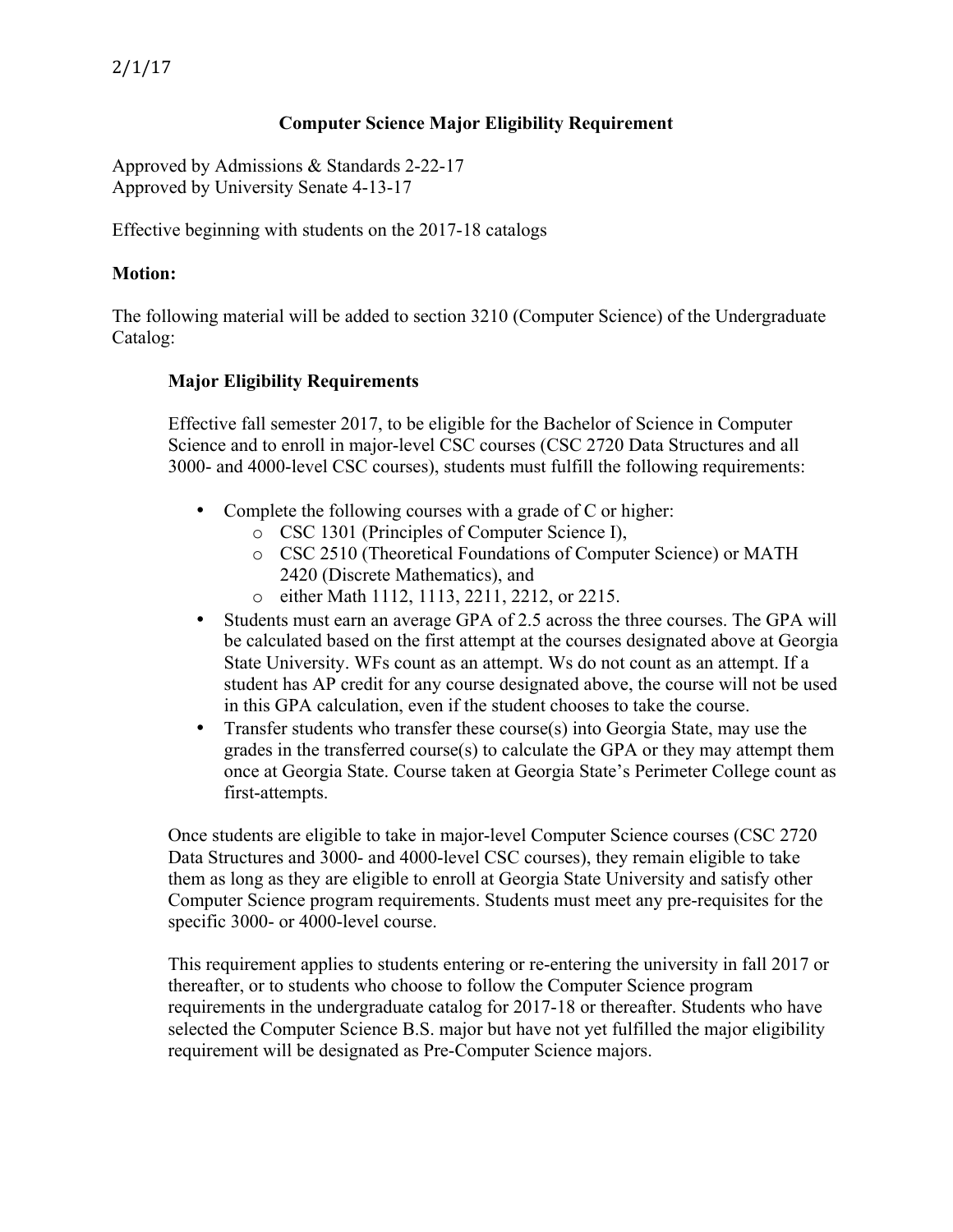2/1/17

# Computer Science Major Eligibility Requirement

Approved by Admissions & Standards 2-22-17
Approved by University Senate 4-13-17

Effective beginning with students on the 2017-18 catalogs

**Motion:**

The following material will be added to section 3210 (Computer Science) of the Undergraduate Catalog:

> **Major Eligibility Requirements**
>
> Effective fall semester 2017, to be eligible for the Bachelor of Science in Computer Science and to enroll in major-level CSC courses (CSC 2720 Data Structures and all 3000- and 4000-level CSC courses), students must fulfill the following requirements:
>
> - Complete the following courses with a grade of C or higher:
>   - CSC 1301 (Principles of Computer Science I),
>   - CSC 2510 (Theoretical Foundations of Computer Science) or MATH 2420 (Discrete Mathematics), and
>   - either Math 1112, 1113, 2211, 2212, or 2215.
> - Students must earn an average GPA of 2.5 across the three courses. The GPA will be calculated based on the first attempt at the courses designated above at Georgia State University. WFs count as an attempt. Ws do not count as an attempt. If a student has AP credit for any course designated above, the course will not be used in this GPA calculation, even if the student chooses to take the course.
> - Transfer students who transfer these course(s) into Georgia State, may use the grades in the transferred course(s) to calculate the GPA or they may attempt them once at Georgia State. Course taken at Georgia State's Perimeter College count as first-attempts.
>
> Once students are eligible to take in major-level Computer Science courses (CSC 2720 Data Structures and 3000- and 4000-level CSC courses), they remain eligible to take them as long as they are eligible to enroll at Georgia State University and satisfy other Computer Science program requirements. Students must meet any pre-requisites for the specific 3000- or 4000-level course.
>
> This requirement applies to students entering or re-entering the university in fall 2017 or thereafter, or to students who choose to follow the Computer Science program requirements in the undergraduate catalog for 2017-18 or thereafter. Students who have selected the Computer Science B.S. major but have not yet fulfilled the major eligibility requirement will be designated as Pre-Computer Science majors.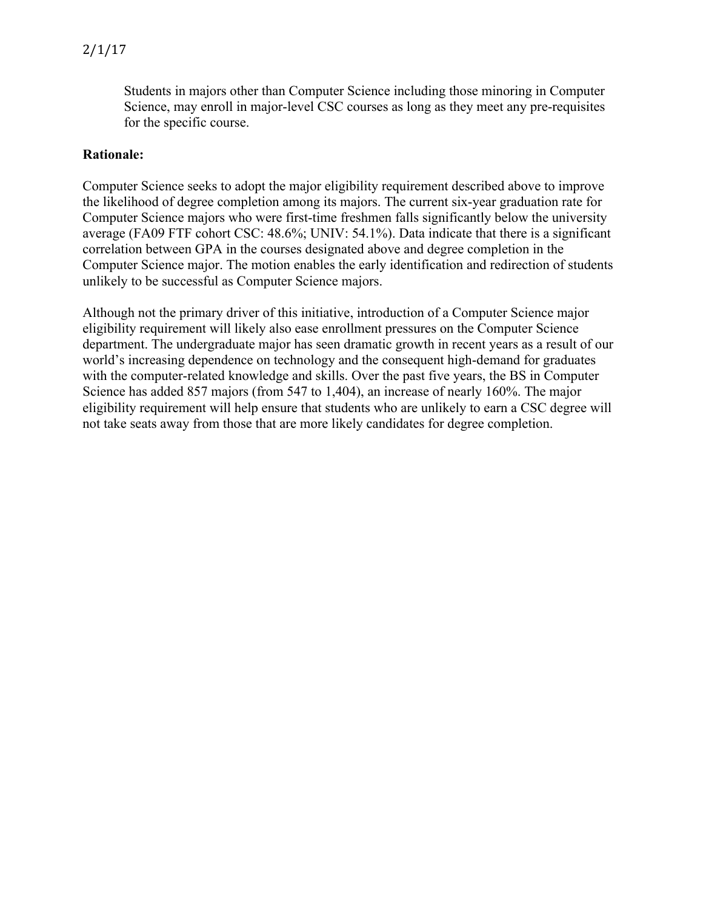2/1/17

> Students in majors other than Computer Science including those minoring in Computer Science, may enroll in major-level CSC courses as long as they meet any pre-requisites for the specific course.

**Rationale:**

Computer Science seeks to adopt the major eligibility requirement described above to improve the likelihood of degree completion among its majors. The current six-year graduation rate for Computer Science majors who were first-time freshmen falls significantly below the university average (FA09 FTF cohort CSC: 48.6%; UNIV: 54.1%). Data indicate that there is a significant correlation between GPA in the courses designated above and degree completion in the Computer Science major. The motion enables the early identification and redirection of students unlikely to be successful as Computer Science majors.

Although not the primary driver of this initiative, introduction of a Computer Science major eligibility requirement will likely also ease enrollment pressures on the Computer Science department. The undergraduate major has seen dramatic growth in recent years as a result of our world's increasing dependence on technology and the consequent high-demand for graduates with the computer-related knowledge and skills. Over the past five years, the BS in Computer Science has added 857 majors (from 547 to 1,404), an increase of nearly 160%. The major eligibility requirement will help ensure that students who are unlikely to earn a CSC degree will not take seats away from those that are more likely candidates for degree completion.